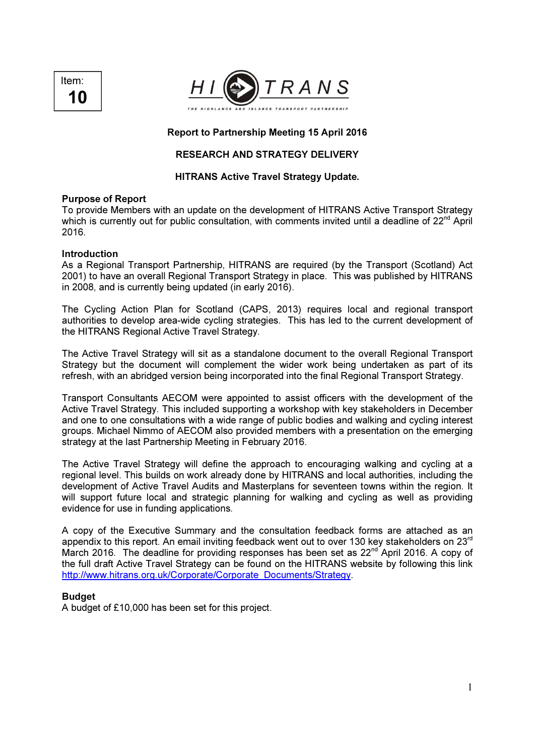Item: **10**

HITRANS — THE HIGHLANDS AND ISLANDS TRANSPORT PARTNERSHIP

**Report to Partnership Meeting 15 April 2016**

**RESEARCH AND STRATEGY DELIVERY**

**HITRANS Active Travel Strategy Update.**

**Purpose of Report**

To provide Members with an update on the development of HITRANS Active Transport Strategy which is currently out for public consultation, with comments invited until a deadline of 22nd April 2016.

**Introduction**

As a Regional Transport Partnership, HITRANS are required (by the Transport (Scotland) Act 2001) to have an overall Regional Transport Strategy in place. This was published by HITRANS in 2008, and is currently being updated (in early 2016).

The Cycling Action Plan for Scotland (CAPS, 2013) requires local and regional transport authorities to develop area-wide cycling strategies. This has led to the current development of the HITRANS Regional Active Travel Strategy.

The Active Travel Strategy will sit as a standalone document to the overall Regional Transport Strategy but the document will complement the wider work being undertaken as part of its refresh, with an abridged version being incorporated into the final Regional Transport Strategy.

Transport Consultants AECOM were appointed to assist officers with the development of the Active Travel Strategy. This included supporting a workshop with key stakeholders in December and one to one consultations with a wide range of public bodies and walking and cycling interest groups. Michael Nimmo of AECOM also provided members with a presentation on the emerging strategy at the last Partnership Meeting in February 2016.

The Active Travel Strategy will define the approach to encouraging walking and cycling at a regional level. This builds on work already done by HITRANS and local authorities, including the development of Active Travel Audits and Masterplans for seventeen towns within the region. It will support future local and strategic planning for walking and cycling as well as providing evidence for use in funding applications.

A copy of the Executive Summary and the consultation feedback forms are attached as an appendix to this report. An email inviting feedback went out to over 130 key stakeholders on 23rd March 2016. The deadline for providing responses has been set as 22nd April 2016. A copy of the full draft Active Travel Strategy can be found on the HITRANS website by following this link http://www.hitrans.org.uk/Corporate/Corporate_Documents/Strategy.

**Budget**

A budget of £10,000 has been set for this project.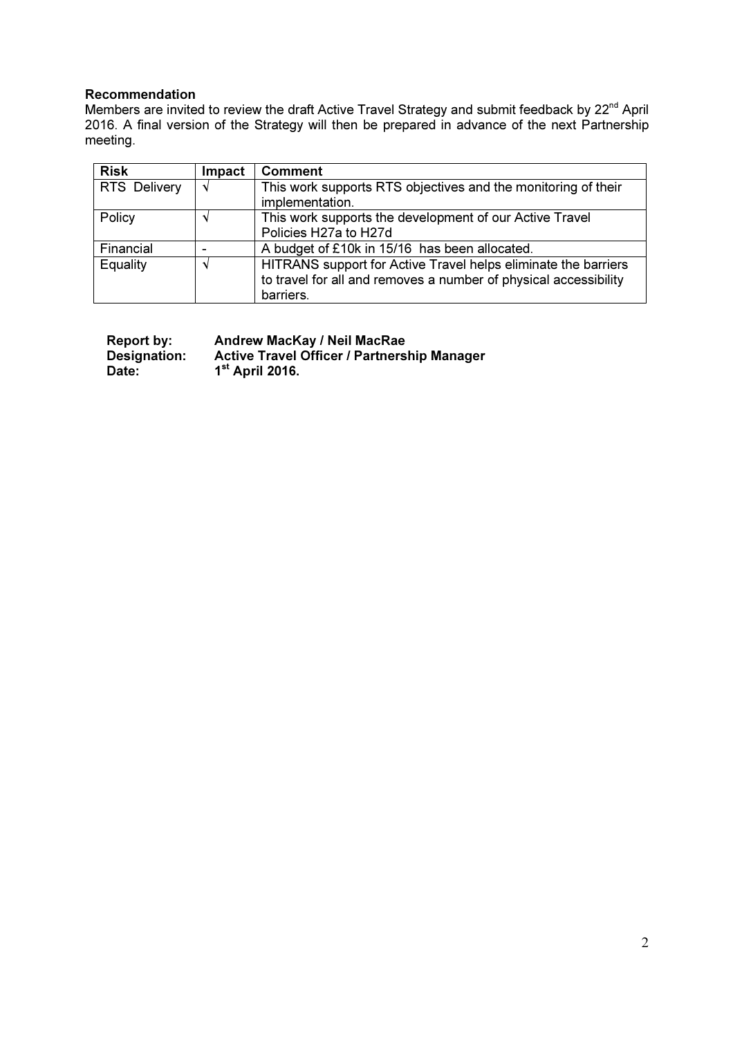**Recommendation**

Members are invited to review the draft Active Travel Strategy and submit feedback by 22nd April 2016. A final version of the Strategy will then be prepared in advance of the next Partnership meeting.

| Risk | Impact | Comment |
|---|---|---|
| RTS Delivery | √ | This work supports RTS objectives and the monitoring of their implementation. |
| Policy | √ | This work supports the development of our Active Travel Policies H27a to H27d |
| Financial | - | A budget of £10k in 15/16 has been allocated. |
| Equality | √ | HITRANS support for Active Travel helps eliminate the barriers to travel for all and removes a number of physical accessibility barriers. |

**Report by:** **Andrew MacKay / Neil MacRae**
**Designation:** **Active Travel Officer / Partnership Manager**
**Date:** **1st April 2016.**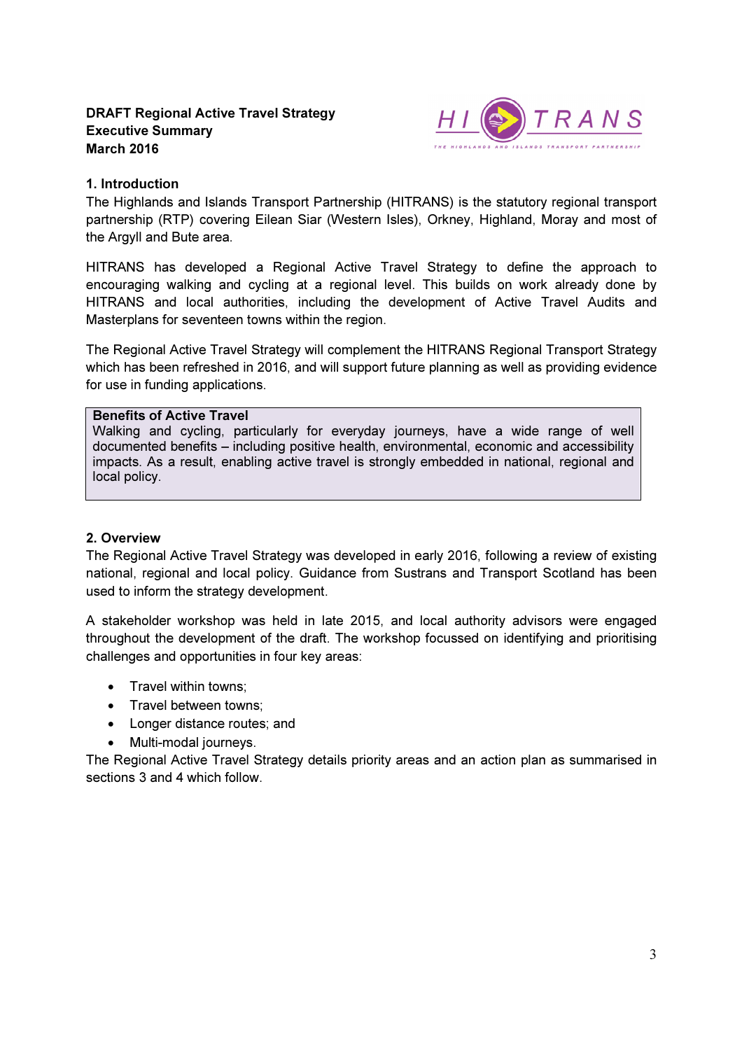**DRAFT Regional Active Travel Strategy**
**Executive Summary**
**March 2016**

## 1. Introduction

The Highlands and Islands Transport Partnership (HITRANS) is the statutory regional transport partnership (RTP) covering Eilean Siar (Western Isles), Orkney, Highland, Moray and most of the Argyll and Bute area.

HITRANS has developed a Regional Active Travel Strategy to define the approach to encouraging walking and cycling at a regional level. This builds on work already done by HITRANS and local authorities, including the development of Active Travel Audits and Masterplans for seventeen towns within the region.

The Regional Active Travel Strategy will complement the HITRANS Regional Transport Strategy which has been refreshed in 2016, and will support future planning as well as providing evidence for use in funding applications.

> **Benefits of Active Travel**
> Walking and cycling, particularly for everyday journeys, have a wide range of well documented benefits – including positive health, environmental, economic and accessibility impacts. As a result, enabling active travel is strongly embedded in national, regional and local policy.

## 2. Overview

The Regional Active Travel Strategy was developed in early 2016, following a review of existing national, regional and local policy. Guidance from Sustrans and Transport Scotland has been used to inform the strategy development.

A stakeholder workshop was held in late 2015, and local authority advisors were engaged throughout the development of the draft. The workshop focussed on identifying and prioritising challenges and opportunities in four key areas:

- Travel within towns;
- Travel between towns;
- Longer distance routes; and
- Multi-modal journeys.

The Regional Active Travel Strategy details priority areas and an action plan as summarised in sections 3 and 4 which follow.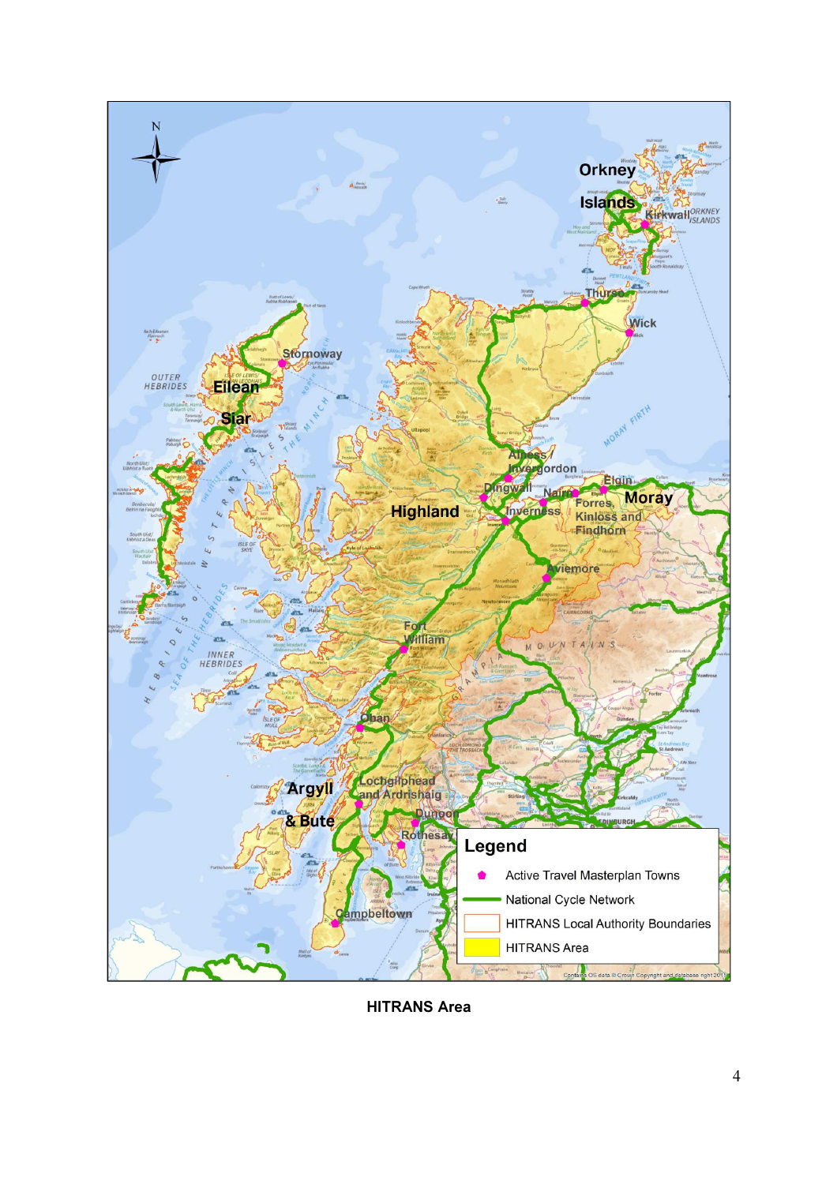**HITRANS Area**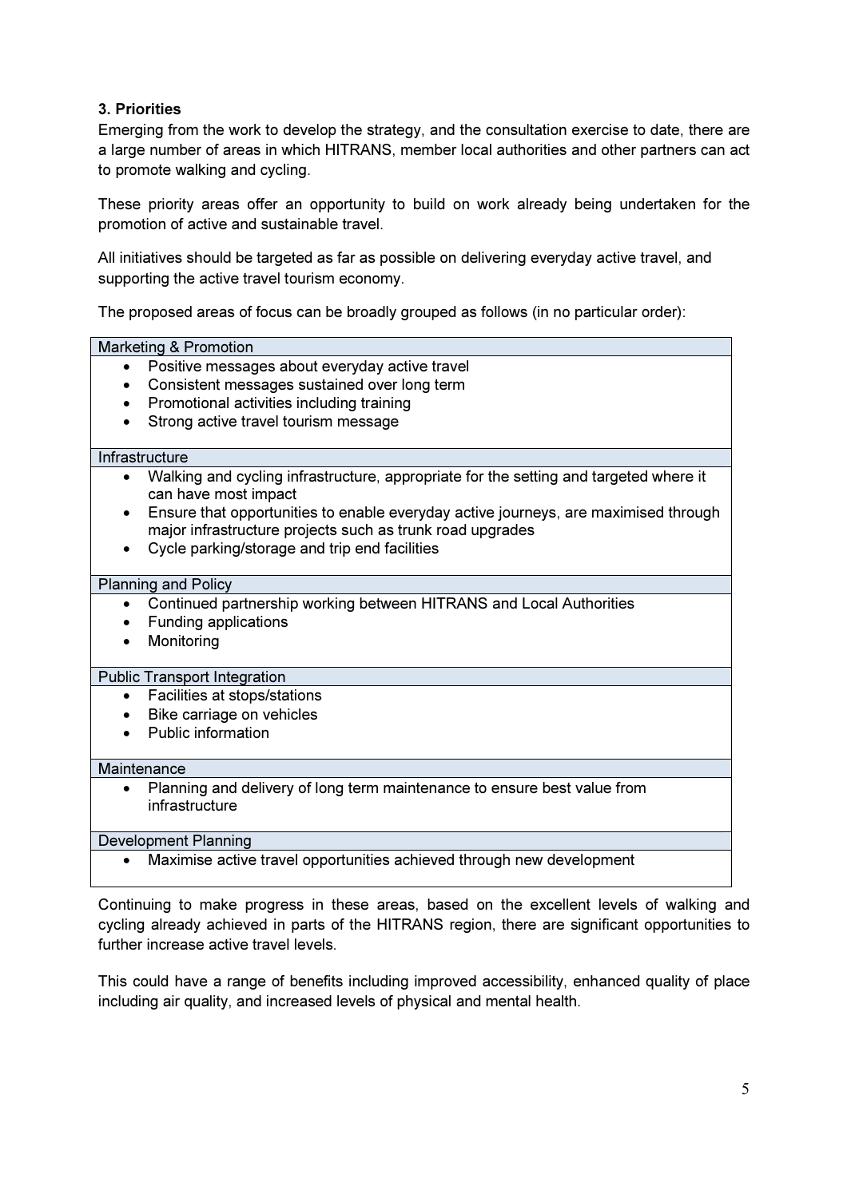## 3. Priorities

Emerging from the work to develop the strategy, and the consultation exercise to date, there are a large number of areas in which HITRANS, member local authorities and other partners can act to promote walking and cycling.

These priority areas offer an opportunity to build on work already being undertaken for the promotion of active and sustainable travel.

All initiatives should be targeted as far as possible on delivering everyday active travel, and supporting the active travel tourism economy.

The proposed areas of focus can be broadly grouped as follows (in no particular order):

| Marketing & Promotion |
| --- |
| • Positive messages about everyday active travel<br>• Consistent messages sustained over long term<br>• Promotional activities including training<br>• Strong active travel tourism message |
| **Infrastructure** |
| • Walking and cycling infrastructure, appropriate for the setting and targeted where it can have most impact<br>• Ensure that opportunities to enable everyday active journeys, are maximised through major infrastructure projects such as trunk road upgrades<br>• Cycle parking/storage and trip end facilities |
| **Planning and Policy** |
| • Continued partnership working between HITRANS and Local Authorities<br>• Funding applications<br>• Monitoring |
| **Public Transport Integration** |
| • Facilities at stops/stations<br>• Bike carriage on vehicles<br>• Public information |
| **Maintenance** |
| • Planning and delivery of long term maintenance to ensure best value from infrastructure |
| **Development Planning** |
| • Maximise active travel opportunities achieved through new development |

Continuing to make progress in these areas, based on the excellent levels of walking and cycling already achieved in parts of the HITRANS region, there are significant opportunities to further increase active travel levels.

This could have a range of benefits including improved accessibility, enhanced quality of place including air quality, and increased levels of physical and mental health.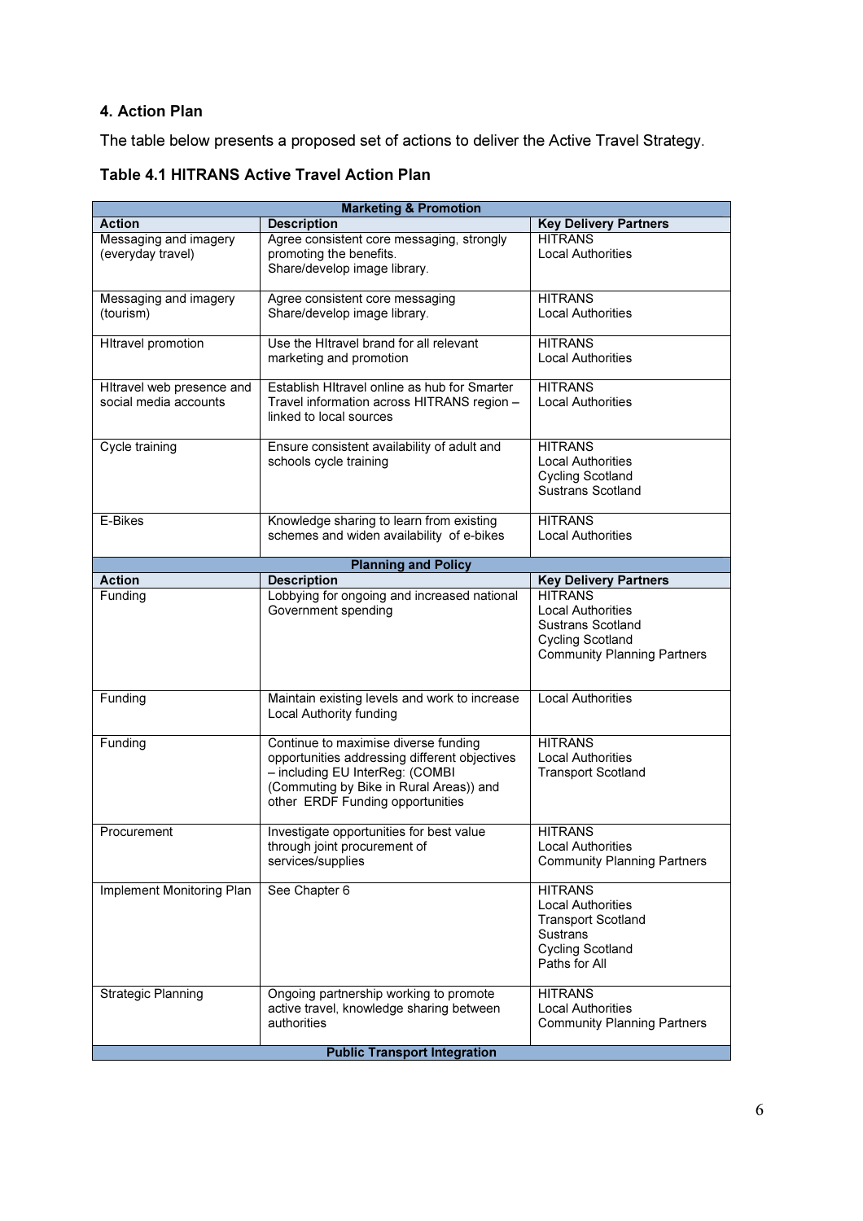## 4. Action Plan

The table below presents a proposed set of actions to deliver the Active Travel Strategy.

### Table 4.1 HITRANS Active Travel Action Plan

| Marketing & Promotion | | |
|---|---|---|
| **Action** | **Description** | **Key Delivery Partners** |
| Messaging and imagery (everyday travel) | Agree consistent core messaging, strongly promoting the benefits.<br>Share/develop image library. | HITRANS<br>Local Authorities |
| Messaging and imagery (tourism) | Agree consistent core messaging<br>Share/develop image library. | HITRANS<br>Local Authorities |
| HItravel promotion | Use the HItravel brand for all relevant marketing and promotion | HITRANS<br>Local Authorities |
| HItravel web presence and social media accounts | Establish HItravel online as hub for Smarter Travel information across HITRANS region – linked to local sources | HITRANS<br>Local Authorities |
| Cycle training | Ensure consistent availability of adult and schools cycle training | HITRANS<br>Local Authorities<br>Cycling Scotland<br>Sustrans Scotland |
| E-Bikes | Knowledge sharing to learn from existing schemes and widen availability of e-bikes | HITRANS<br>Local Authorities |
| **Planning and Policy** | | |
| **Action** | **Description** | **Key Delivery Partners** |
| Funding | Lobbying for ongoing and increased national Government spending | HITRANS<br>Local Authorities<br>Sustrans Scotland<br>Cycling Scotland<br>Community Planning Partners |
| Funding | Maintain existing levels and work to increase Local Authority funding | Local Authorities |
| Funding | Continue to maximise diverse funding opportunities addressing different objectives – including EU InterReg: (COMBI (Commuting by Bike in Rural Areas)) and other ERDF Funding opportunities | HITRANS<br>Local Authorities<br>Transport Scotland |
| Procurement | Investigate opportunities for best value through joint procurement of services/supplies | HITRANS<br>Local Authorities<br>Community Planning Partners |
| Implement Monitoring Plan | See Chapter 6 | HITRANS<br>Local Authorities<br>Transport Scotland<br>Sustrans<br>Cycling Scotland<br>Paths for All |
| Strategic Planning | Ongoing partnership working to promote active travel, knowledge sharing between authorities | HITRANS<br>Local Authorities<br>Community Planning Partners |
| **Public Transport Integration** | | |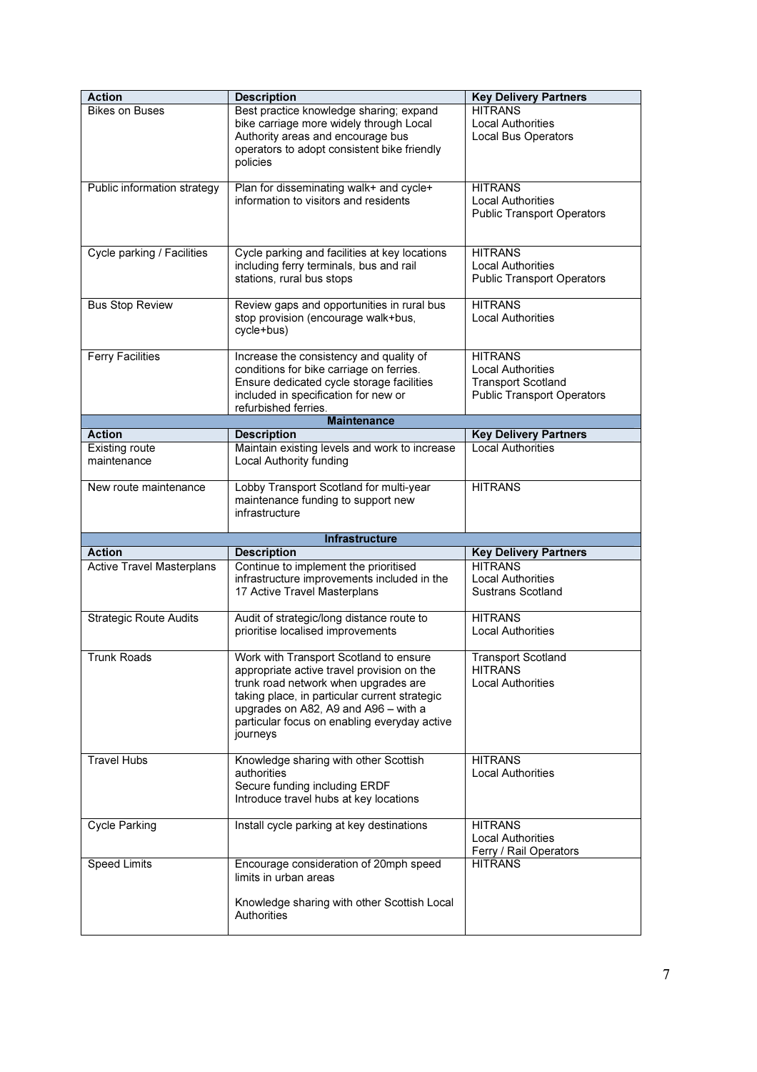| Action | Description | Key Delivery Partners |
|---|---|---|
| Bikes on Buses | Best practice knowledge sharing; expand bike carriage more widely through Local Authority areas and encourage bus operators to adopt consistent bike friendly policies | HITRANS<br>Local Authorities<br>Local Bus Operators |
| Public information strategy | Plan for disseminating walk+ and cycle+ information to visitors and residents | HITRANS<br>Local Authorities<br>Public Transport Operators |
| Cycle parking / Facilities | Cycle parking and facilities at key locations including ferry terminals, bus and rail stations, rural bus stops | HITRANS<br>Local Authorities<br>Public Transport Operators |
| Bus Stop Review | Review gaps and opportunities in rural bus stop provision (encourage walk+bus, cycle+bus) | HITRANS<br>Local Authorities |
| Ferry Facilities | Increase the consistency and quality of conditions for bike carriage on ferries. Ensure dedicated cycle storage facilities included in specification for new or refurbished ferries. | HITRANS<br>Local Authorities<br>Transport Scotland<br>Public Transport Operators |
| | **Maintenance** | |
| **Action** | **Description** | **Key Delivery Partners** |
| Existing route maintenance | Maintain existing levels and work to increase Local Authority funding | Local Authorities |
| New route maintenance | Lobby Transport Scotland for multi-year maintenance funding to support new infrastructure | HITRANS |
| | **Infrastructure** | |
| **Action** | **Description** | **Key Delivery Partners** |
| Active Travel Masterplans | Continue to implement the prioritised infrastructure improvements included in the 17 Active Travel Masterplans | HITRANS<br>Local Authorities<br>Sustrans Scotland |
| Strategic Route Audits | Audit of strategic/long distance route to prioritise localised improvements | HITRANS<br>Local Authorities |
| Trunk Roads | Work with Transport Scotland to ensure appropriate active travel provision on the trunk road network when upgrades are taking place, in particular current strategic upgrades on A82, A9 and A96 – with a particular focus on enabling everyday active journeys | Transport Scotland<br>HITRANS<br>Local Authorities |
| Travel Hubs | Knowledge sharing with other Scottish authorities<br>Secure funding including ERDF<br>Introduce travel hubs at key locations | HITRANS<br>Local Authorities |
| Cycle Parking | Install cycle parking at key destinations | HITRANS<br>Local Authorities<br>Ferry / Rail Operators |
| Speed Limits | Encourage consideration of 20mph speed limits in urban areas<br><br>Knowledge sharing with other Scottish Local Authorities | HITRANS |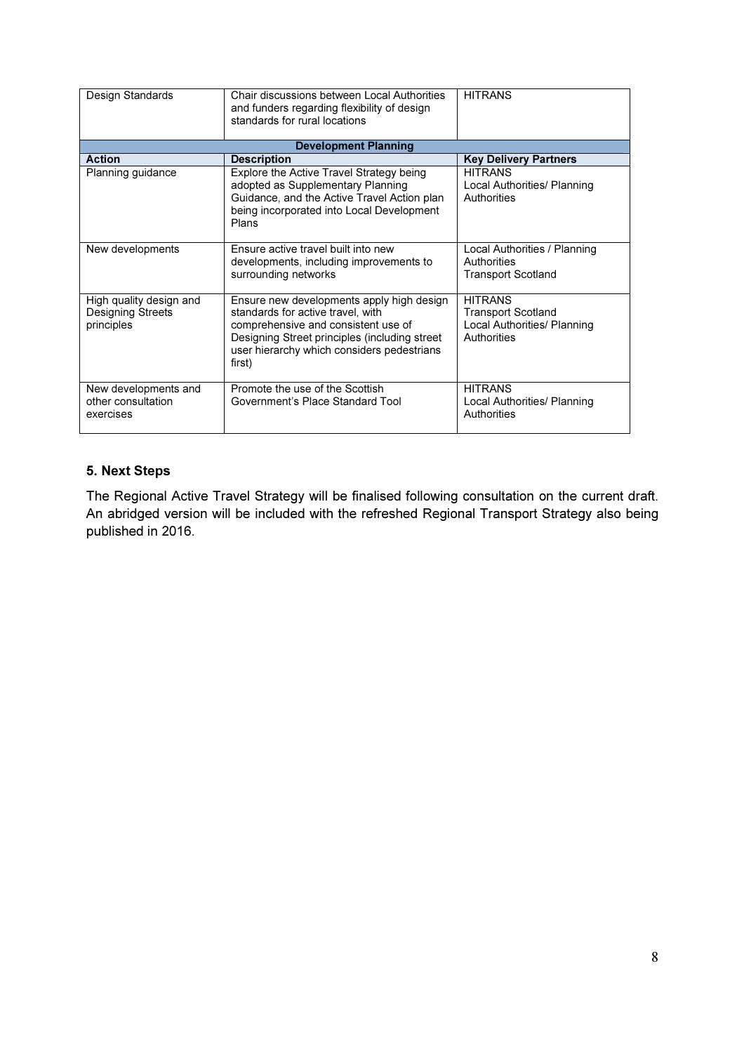| | | |
|---|---|---|
| Design Standards | Chair discussions between Local Authorities and funders regarding flexibility of design standards for rural locations | HITRANS |
| **Development Planning** | | |
| **Action** | **Description** | **Key Delivery Partners** |
| Planning guidance | Explore the Active Travel Strategy being adopted as Supplementary Planning Guidance, and the Active Travel Action plan being incorporated into Local Development Plans | HITRANS<br>Local Authorities/ Planning Authorities |
| New developments | Ensure active travel built into new developments, including improvements to surrounding networks | Local Authorities / Planning Authorities<br>Transport Scotland |
| High quality design and Designing Streets principles | Ensure new developments apply high design standards for active travel, with comprehensive and consistent use of Designing Street principles (including street user hierarchy which considers pedestrians first) | HITRANS<br>Transport Scotland<br>Local Authorities/ Planning Authorities |
| New developments and other consultation exercises | Promote the use of the Scottish Government's Place Standard Tool | HITRANS<br>Local Authorities/ Planning Authorities |

### 5. Next Steps

The Regional Active Travel Strategy will be finalised following consultation on the current draft. An abridged version will be included with the refreshed Regional Transport Strategy also being published in 2016.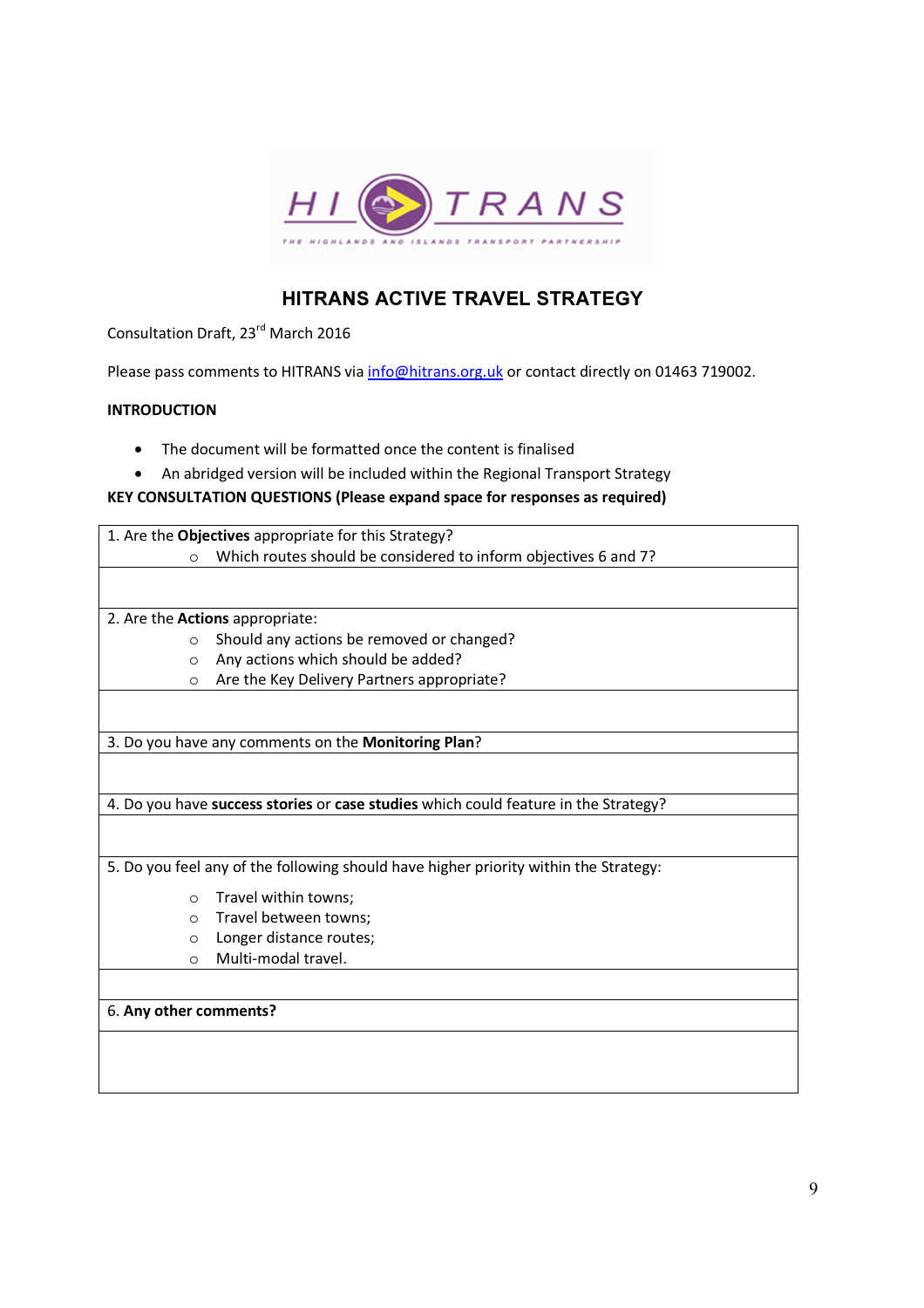# HITRANS ACTIVE TRAVEL STRATEGY

Consultation Draft, 23rd March 2016

Please pass comments to HITRANS via info@hitrans.org.uk or contact directly on 01463 719002.

**INTRODUCTION**

- The document will be formatted once the content is finalised
- An abridged version will be included within the Regional Transport Strategy

**KEY CONSULTATION QUESTIONS (Please expand space for responses as required)**

| |
|---|
| 1. Are the **Objectives** appropriate for this Strategy?<br>○ Which routes should be considered to inform objectives 6 and 7? |
| |
| 2. Are the **Actions** appropriate:<br>○ Should any actions be removed or changed?<br>○ Any actions which should be added?<br>○ Are the Key Delivery Partners appropriate? |
| |
| 3. Do you have any comments on the **Monitoring Plan**? |
| |
| 4. Do you have **success stories** or **case studies** which could feature in the Strategy? |
| |
| 5. Do you feel any of the following should have higher priority within the Strategy:<br>○ Travel within towns;<br>○ Travel between towns;<br>○ Longer distance routes;<br>○ Multi-modal travel. |
| |
| 6. **Any other comments?** |
| |